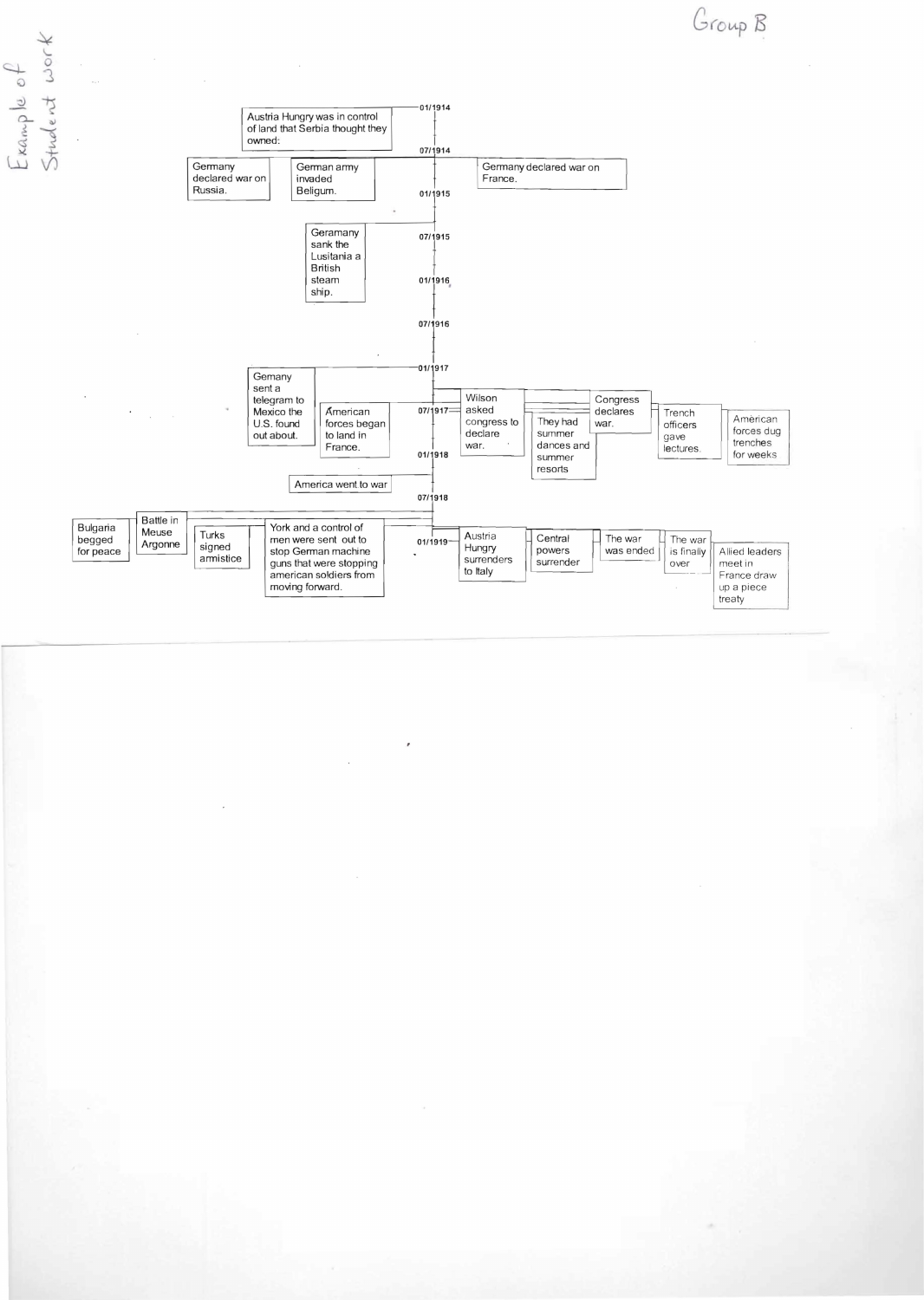Group B

Example of Student work

01/1914

Austria Hungry was in control of land that Serbia thought they owned:

07/1914

Germany declared war on Russia.

German army invaded Beligum.

Germany declared war on France.

01/1915

Geramany sank the Lusitania a British steam ship.

07/1915

01/1916

07/1916

01/1917

Gemany sent a telegram to Mexico the U.S. found out about.

American forces began to land in France.

07/1917

Wilson asked congress to declare war.

They had summer dances and summer resorts

Congress declares war.

Trench officers gave lectures.

American forces dug trenches for weeks

01/1918

America went to war

07/1918

Bulgaria begged for peace

Battle in Meuse Argonne

Turks signed armistice

York and a control of men were sent out to stop German machine guns that were stopping american soldiers from moving forward.

01/1919

Austria Hungry surrenders to Italy

Central powers surrender

The war was ended

The war is finally over

Allied leaders meet in France draw up a piece treaty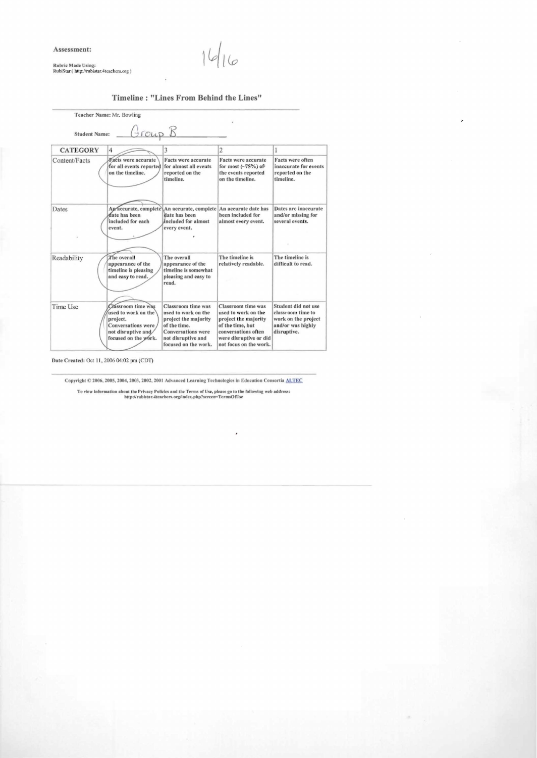**Assessment:**

**Rubric Made Using:**
RubiStar ( http://rubistar.4teachers.org )

16/16

## Timeline : "Lines From Behind the Lines"

**Teacher Name:** Mr. Bowling

**Student Name:** Group B

| CATEGORY | 4 | 3 | 2 | 1 |
|---|---|---|---|---|
| Content/Facts | Facts were accurate for all events reported on the timeline. | Facts were accurate for almost all events reported on the timeline. | Facts were accurate for most (~75%) of the events reported on the timeline. | Facts were often inaccurate for events reported on the timeline. |
| Dates | An accurate, complete date has been included for each event. | An accurate, complete date has been included for almost every event. | An accurate date has been included for almost every event. | Dates are inaccurate and/or missing for several events. |
| Readability | The overall appearance of the timeline is pleasing and easy to read. | The overall appearance of the timeline is somewhat pleasing and easy to read. | The timeline is relatively readable. | The timeline is difficult to read. |
| Time Use | Classroom time was used to work on the project. Conversations were not disruptive and focused on the work. | Classroom time was used to work on the project the majority of the time. Conversations were not disruptive and focused on the work. | Classroom time was used to work on the project the majority of the time, but conversations often were disruptive or did not focus on the work. | Student did not use classroom time to work on the project and/or was highly disruptive. |

**Date Created:** Oct 11, 2006 04:02 pm (CDT)

Copyright © 2006, 2005, 2004, 2003, 2002, 2001 Advanced Learning Technologies in Education Consortia ALTEC

To view information about the Privacy Policies and the Terms of Use, please go to the following web address:
http://rubistar.4teachers.org/index.php?screen=TermsOfUse